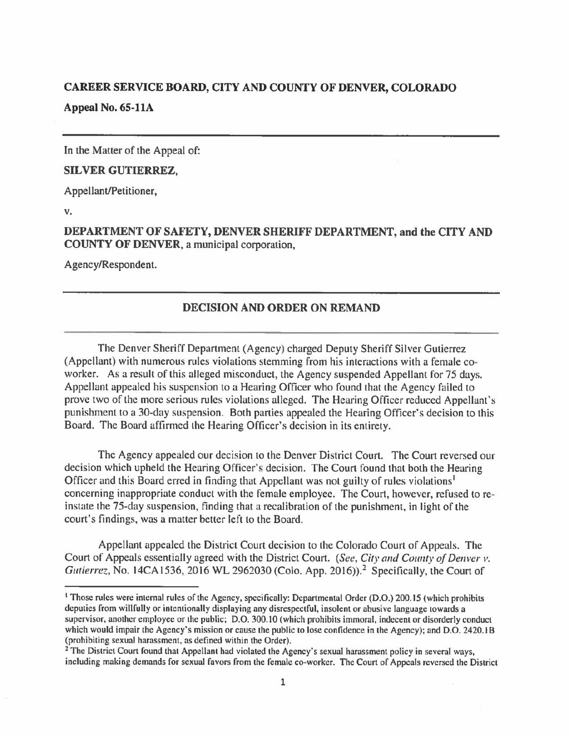**CAREER SERVICE BOARD, CITY AND COUNTY OF DENVER, COLORADO**

**Appeal No. 65-11A**

---

In the Matter of the Appeal of:

**SILVER GUTIERREZ,**

Appellant/Petitioner,

v.

**DEPARTMENT OF SAFETY, DENVER SHERIFF DEPARTMENT, and the CITY AND COUNTY OF DENVER,** a municipal corporation,

Agency/Respondent.

---

## DECISION AND ORDER ON REMAND

---

The Denver Sheriff Department (Agency) charged Deputy Sheriff Silver Gutierrez (Appellant) with numerous rules violations stemming from his interactions with a female co-worker. As a result of this alleged misconduct, the Agency suspended Appellant for 75 days. Appellant appealed his suspension to a Hearing Officer who found that the Agency failed to prove two of the more serious rules violations alleged. The Hearing Officer reduced Appellant's punishment to a 30-day suspension. Both parties appealed the Hearing Officer's decision to this Board. The Board affirmed the Hearing Officer's decision in its entirety.

The Agency appealed our decision to the Denver District Court. The Court reversed our decision which upheld the Hearing Officer's decision. The Court found that both the Hearing Officer and this Board erred in finding that Appellant was not guilty of rules violations[1] concerning inappropriate conduct with the female employee. The Court, however, refused to re-instate the 75-day suspension, finding that a recalibration of the punishment, in light of the court's findings, was a matter better left to the Board.

Appellant appealed the District Court decision to the Colorado Court of Appeals. The Court of Appeals essentially agreed with the District Court. (*See, City and County of Denver v. Gutierrez*, No. 14CA1536, 2016 WL 2962030 (Colo. App. 2016)).[2] Specifically, the Court of

---

[1] Those rules were internal rules of the Agency, specifically: Departmental Order (D.O.) 200.15 (which prohibits deputies from willfully or intentionally displaying any disrespectful, insolent or abusive language towards a supervisor, another employee or the public; D.O. 300.10 (which prohibits immoral, indecent or disorderly conduct which would impair the Agency's mission or cause the public to lose confidence in the Agency); and D.O. 2420.1B (prohibiting sexual harassment, as defined within the Order).

[2] The District Court found that Appellant had violated the Agency's sexual harassment policy in several ways, including making demands for sexual favors from the female co-worker. The Court of Appeals reversed the District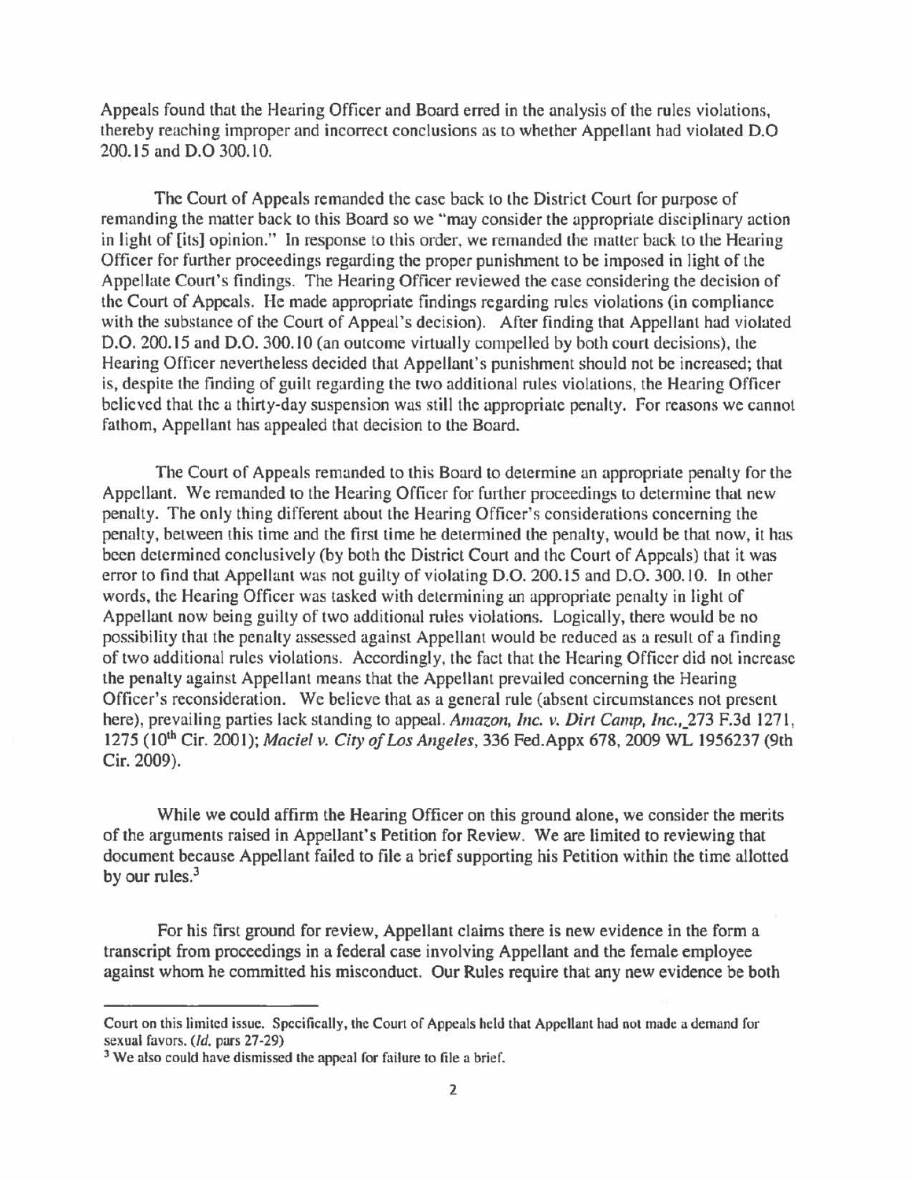Appeals found that the Hearing Officer and Board erred in the analysis of the rules violations, thereby reaching improper and incorrect conclusions as to whether Appellant had violated D.O 200.15 and D.O 300.10.

The Court of Appeals remanded the case back to the District Court for purpose of remanding the matter back to this Board so we "may consider the appropriate disciplinary action in light of [its] opinion." In response to this order, we remanded the matter back to the Hearing Officer for further proceedings regarding the proper punishment to be imposed in light of the Appellate Court's findings. The Hearing Officer reviewed the case considering the decision of the Court of Appeals. He made appropriate findings regarding rules violations (in compliance with the substance of the Court of Appeal's decision). After finding that Appellant had violated D.O. 200.15 and D.O. 300.10 (an outcome virtually compelled by both court decisions), the Hearing Officer nevertheless decided that Appellant's punishment should not be increased; that is, despite the finding of guilt regarding the two additional rules violations, the Hearing Officer believed that the a thirty-day suspension was still the appropriate penalty. For reasons we cannot fathom, Appellant has appealed that decision to the Board.

The Court of Appeals remanded to this Board to determine an appropriate penalty for the Appellant. We remanded to the Hearing Officer for further proceedings to determine that new penalty. The only thing different about the Hearing Officer's considerations concerning the penalty, between this time and the first time he determined the penalty, would be that now, it has been determined conclusively (by both the District Court and the Court of Appeals) that it was error to find that Appellant was not guilty of violating D.O. 200.15 and D.O. 300.10. In other words, the Hearing Officer was tasked with determining an appropriate penalty in light of Appellant now being guilty of two additional rules violations. Logically, there would be no possibility that the penalty assessed against Appellant would be reduced as a result of a finding of two additional rules violations. Accordingly, the fact that the Hearing Officer did not increase the penalty against Appellant means that the Appellant prevailed concerning the Hearing Officer's reconsideration. We believe that as a general rule (absent circumstances not present here), prevailing parties lack standing to appeal. *Amazon, Inc. v. Dirt Camp, Inc.,* 273 F.3d 1271, 1275 (10th Cir. 2001); *Maciel v. City of Los Angeles*, 336 Fed.Appx 678, 2009 WL 1956237 (9th Cir. 2009).

While we could affirm the Hearing Officer on this ground alone, we consider the merits of the arguments raised in Appellant's Petition for Review. We are limited to reviewing that document because Appellant failed to file a brief supporting his Petition within the time allotted by our rules.[3]

For his first ground for review, Appellant claims there is new evidence in the form a transcript from proceedings in a federal case involving Appellant and the female employee against whom he committed his misconduct. Our Rules require that any new evidence be both

---

Court on this limited issue. Specifically, the Court of Appeals held that Appellant had not made a demand for sexual favors. (*Id.* pars 27-29)

[3] We also could have dismissed the appeal for failure to file a brief.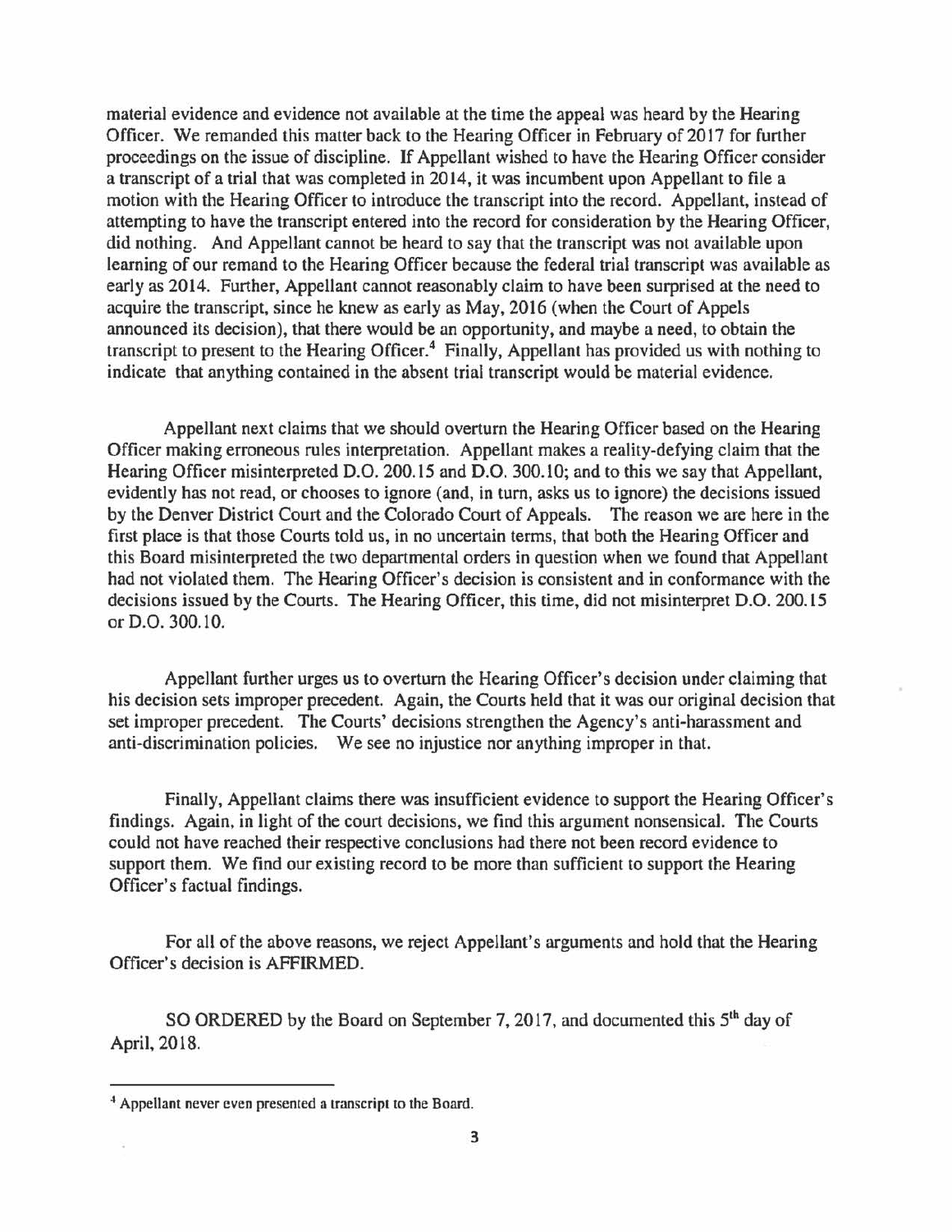material evidence and evidence not available at the time the appeal was heard by the Hearing Officer. We remanded this matter back to the Hearing Officer in February of 2017 for further proceedings on the issue of discipline. If Appellant wished to have the Hearing Officer consider a transcript of a trial that was completed in 2014, it was incumbent upon Appellant to file a motion with the Hearing Officer to introduce the transcript into the record. Appellant, instead of attempting to have the transcript entered into the record for consideration by the Hearing Officer, did nothing. And Appellant cannot be heard to say that the transcript was not available upon learning of our remand to the Hearing Officer because the federal trial transcript was available as early as 2014. Further, Appellant cannot reasonably claim to have been surprised at the need to acquire the transcript, since he knew as early as May, 2016 (when the Court of Appels announced its decision), that there would be an opportunity, and maybe a need, to obtain the transcript to present to the Hearing Officer.[4] Finally, Appellant has provided us with nothing to indicate that anything contained in the absent trial transcript would be material evidence.

Appellant next claims that we should overturn the Hearing Officer based on the Hearing Officer making erroneous rules interpretation. Appellant makes a reality-defying claim that the Hearing Officer misinterpreted D.O. 200.15 and D.O. 300.10; and to this we say that Appellant, evidently has not read, or chooses to ignore (and, in turn, asks us to ignore) the decisions issued by the Denver District Court and the Colorado Court of Appeals. The reason we are here in the first place is that those Courts told us, in no uncertain terms, that both the Hearing Officer and this Board misinterpreted the two departmental orders in question when we found that Appellant had not violated them. The Hearing Officer's decision is consistent and in conformance with the decisions issued by the Courts. The Hearing Officer, this time, did not misinterpret D.O. 200.15 or D.O. 300.10.

Appellant further urges us to overturn the Hearing Officer's decision under claiming that his decision sets improper precedent. Again, the Courts held that it was our original decision that set improper precedent. The Courts' decisions strengthen the Agency's anti-harassment and anti-discrimination policies. We see no injustice nor anything improper in that.

Finally, Appellant claims there was insufficient evidence to support the Hearing Officer's findings. Again, in light of the court decisions, we find this argument nonsensical. The Courts could not have reached their respective conclusions had there not been record evidence to support them. We find our existing record to be more than sufficient to support the Hearing Officer's factual findings.

For all of the above reasons, we reject Appellant's arguments and hold that the Hearing Officer's decision is AFFIRMED.

SO ORDERED by the Board on September 7, 2017, and documented this 5th day of April, 2018.

---

[4] Appellant never even presented a transcript to the Board.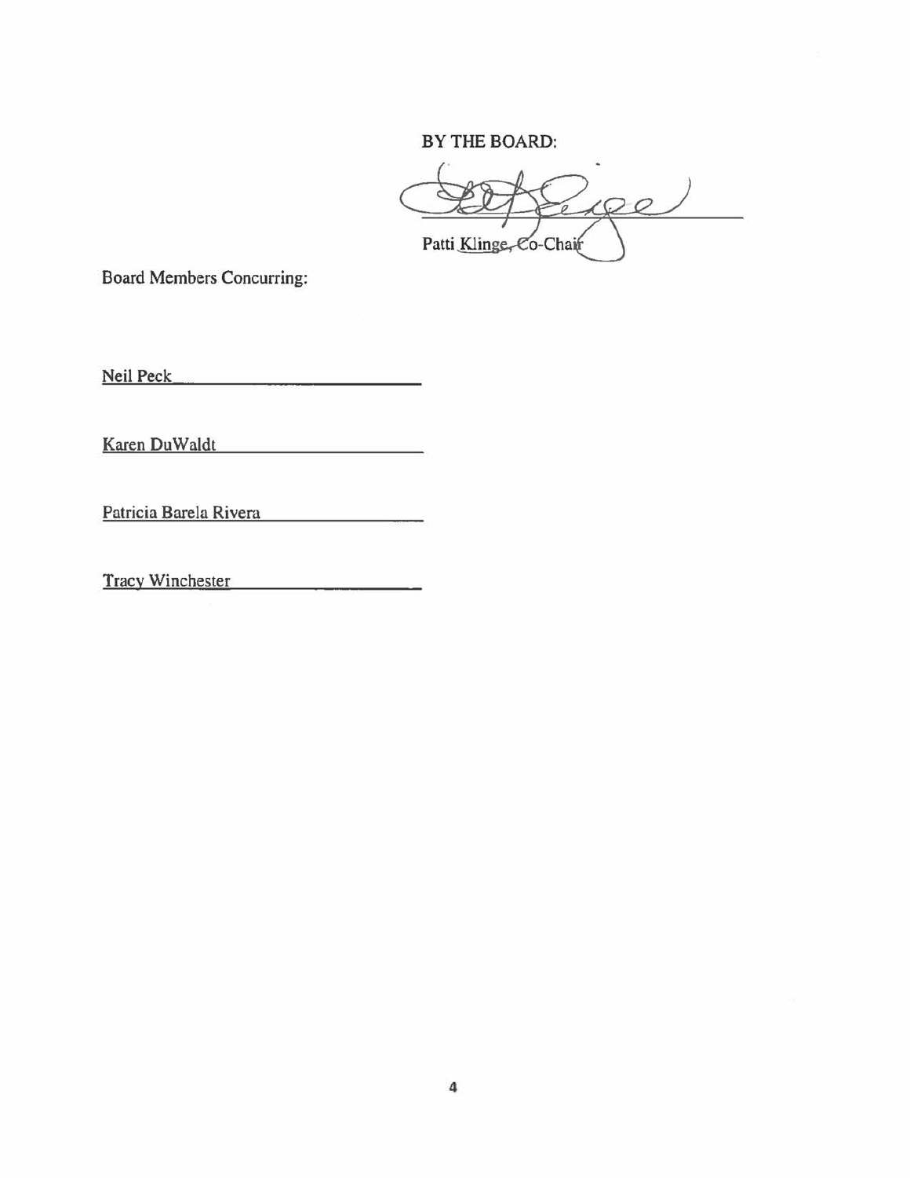BY THE BOARD:

Patti Klinge, Co-Chair

Board Members Concurring:

Neil Peck

Karen DuWaldt

Patricia Barela Rivera

Tracy Winchester